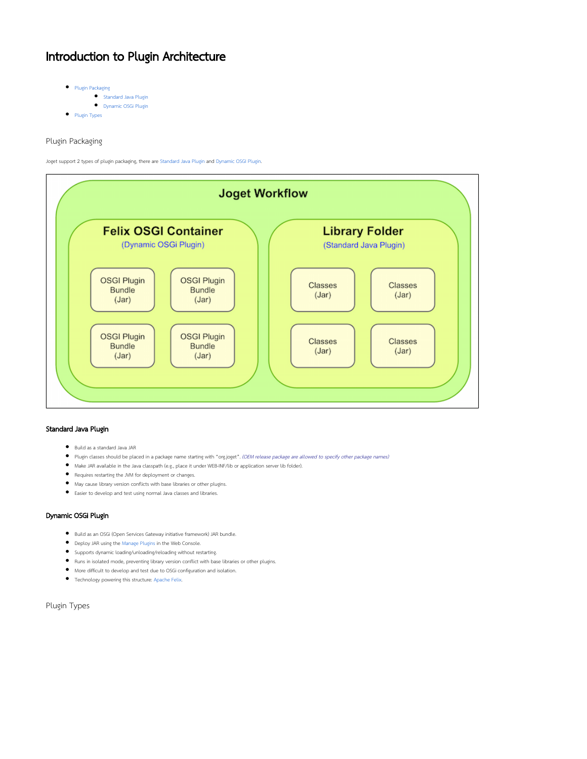# Introduction to Plugin Architecture

- Plugin Packaging
  - Standard Java Plugin
  - Dynamic OSGi Plugin
- Plugin Types

## Plugin Packaging

Joget support 2 types of plugin packaging, there are Standard Java Plugin and Dynamic OSGI Plugin.

### Standard Java Plugin

- Build as a standard Java JAR
- Plugin classes should be placed in a package name starting with "org.joget". *(OEM release package are allowed to specify other package names)*
- Make JAR available in the Java classpath (e.g., place it under WEB-INF/lib or application server lib folder).
- Requires restarting the JVM for deployment or changes.
- May cause library version conflicts with base libraries or other plugins.
- Easier to develop and test using normal Java classes and libraries.

### Dynamic OSGi Plugin

- Build as an OSGi (Open Services Gateway initiative framework) JAR bundle.
- Deploy JAR using the Manage Plugins in the Web Console.
- Supports dynamic loading/unloading/reloading without restarting.
- Runs in isolated mode, preventing library version conflict with base libraries or other plugins.
- More difficult to develop and test due to OSGi configuration and isolation.
- Technology powering this structure: Apache Felix.

## Plugin Types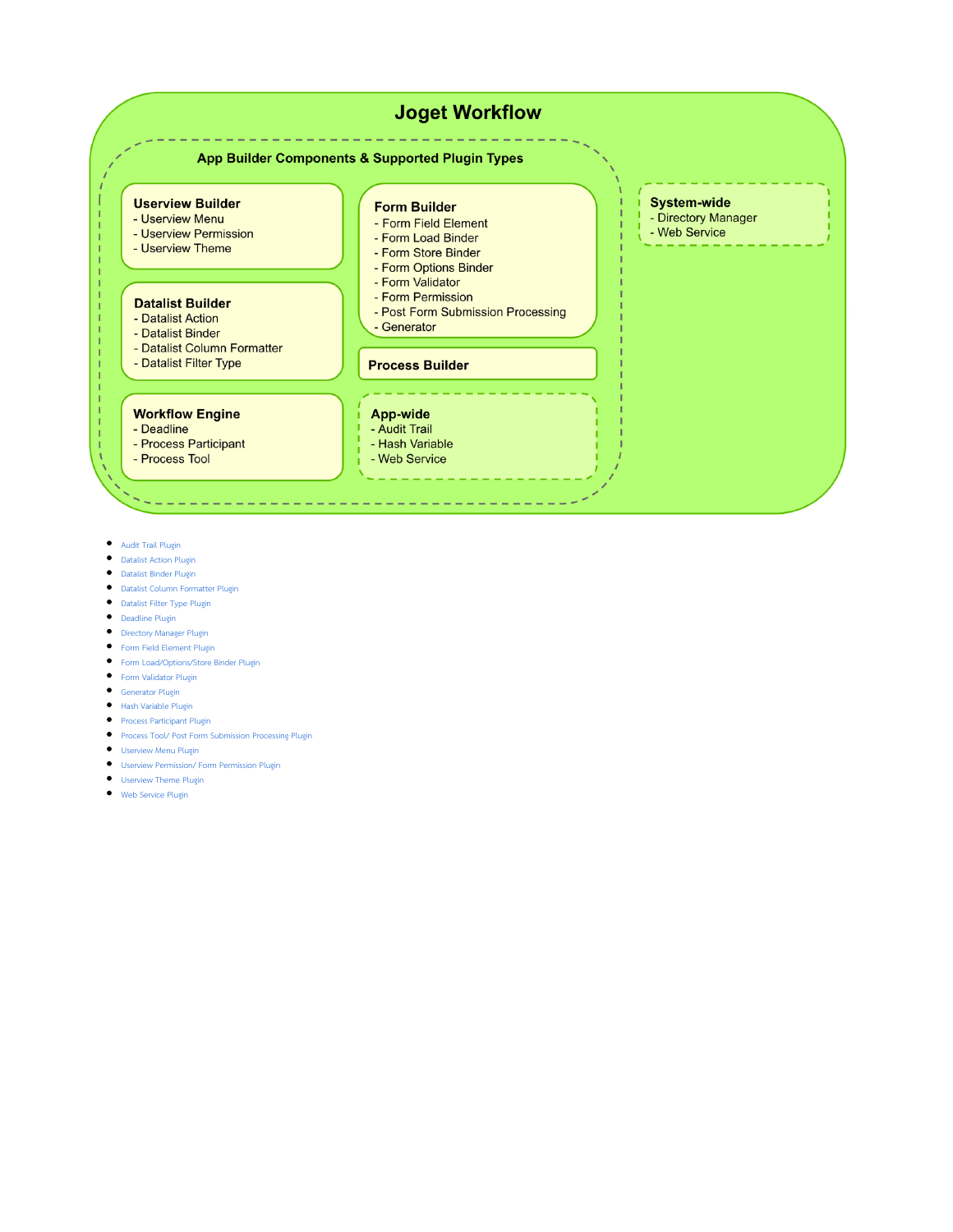# Joget Workflow

## App Builder Components & Supported Plugin Types

**Userview Builder**
- Userview Menu
- Userview Permission
- Userview Theme

**Form Builder**
- Form Field Element
- Form Load Binder
- Form Store Binder
- Form Options Binder
- Form Validator
- Form Permission
- Post Form Submission Processing
- Generator

**Datalist Builder**
- Datalist Action
- Datalist Binder
- Datalist Column Formatter
- Datalist Filter Type

**Process Builder**

**Workflow Engine**
- Deadline
- Process Participant
- Process Tool

**App-wide**
- Audit Trail
- Hash Variable
- Web Service

**System-wide**
- Directory Manager
- Web Service

- Audit Trail Plugin
- Datalist Action Plugin
- Datalist Binder Plugin
- Datalist Column Formatter Plugin
- Datalist Filter Type Plugin
- Deadline Plugin
- Directory Manager Plugin
- Form Field Element Plugin
- Form Load/Options/Store Binder Plugin
- Form Validator Plugin
- Generator Plugin
- Hash Variable Plugin
- Process Participant Plugin
- Process Tool/ Post Form Submission Processing Plugin
- Userview Menu Plugin
- Userview Permission/ Form Permission Plugin
- Userview Theme Plugin
- Web Service Plugin